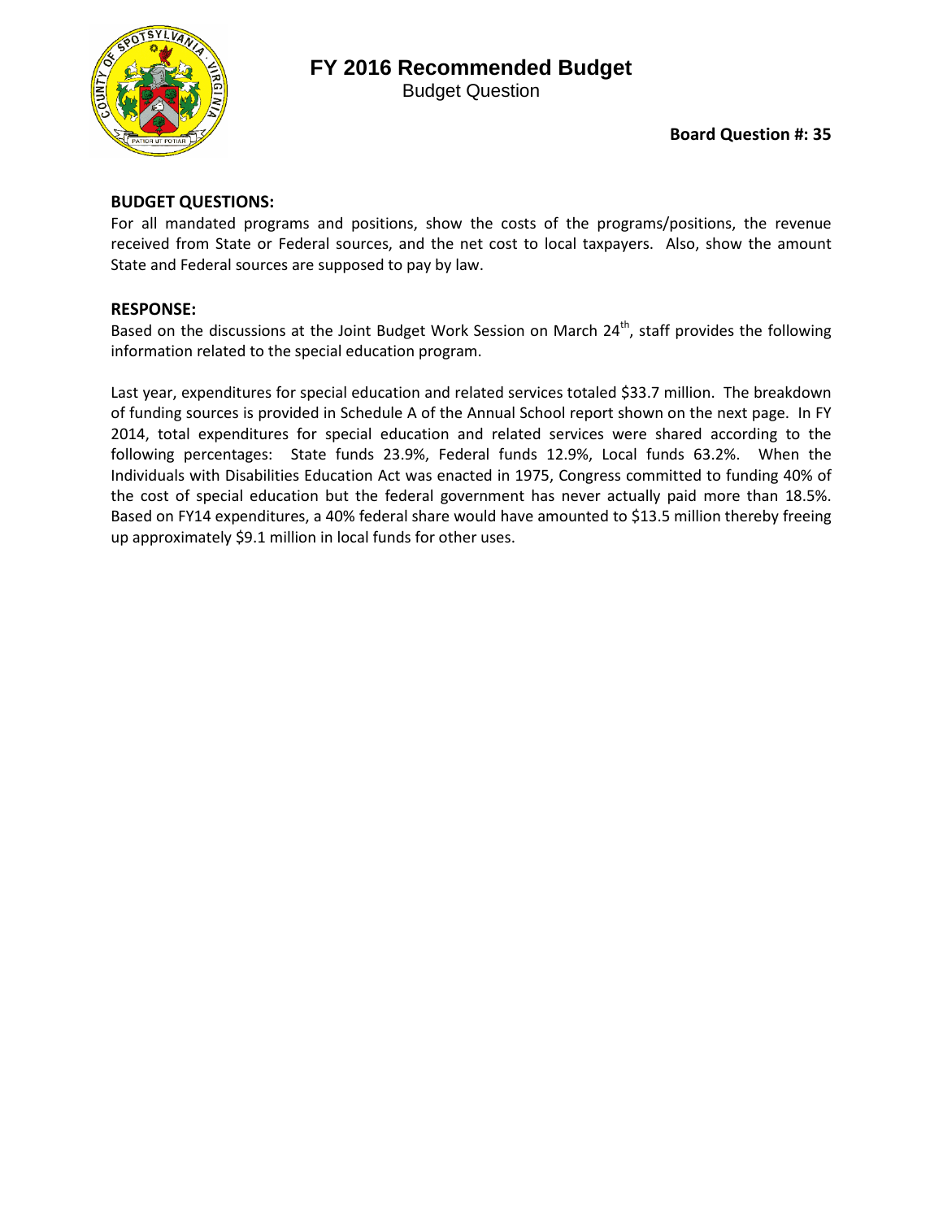# FY 2016 Recommended Budget

Budget Question

**Board Question #: 35**

## BUDGET QUESTIONS:

For all mandated programs and positions, show the costs of the programs/positions, the revenue received from State or Federal sources, and the net cost to local taxpayers. Also, show the amount State and Federal sources are supposed to pay by law.

## RESPONSE:

Based on the discussions at the Joint Budget Work Session on March 24th, staff provides the following information related to the special education program.

Last year, expenditures for special education and related services totaled $33.7 million. The breakdown of funding sources is provided in Schedule A of the Annual School report shown on the next page. In FY 2014, total expenditures for special education and related services were shared according to the following percentages: State funds 23.9%, Federal funds 12.9%, Local funds 63.2%. When the Individuals with Disabilities Education Act was enacted in 1975, Congress committed to funding 40% of the cost of special education but the federal government has never actually paid more than 18.5%. Based on FY14 expenditures, a 40% federal share would have amounted to $13.5 million thereby freeing up approximately $9.1 million in local funds for other uses.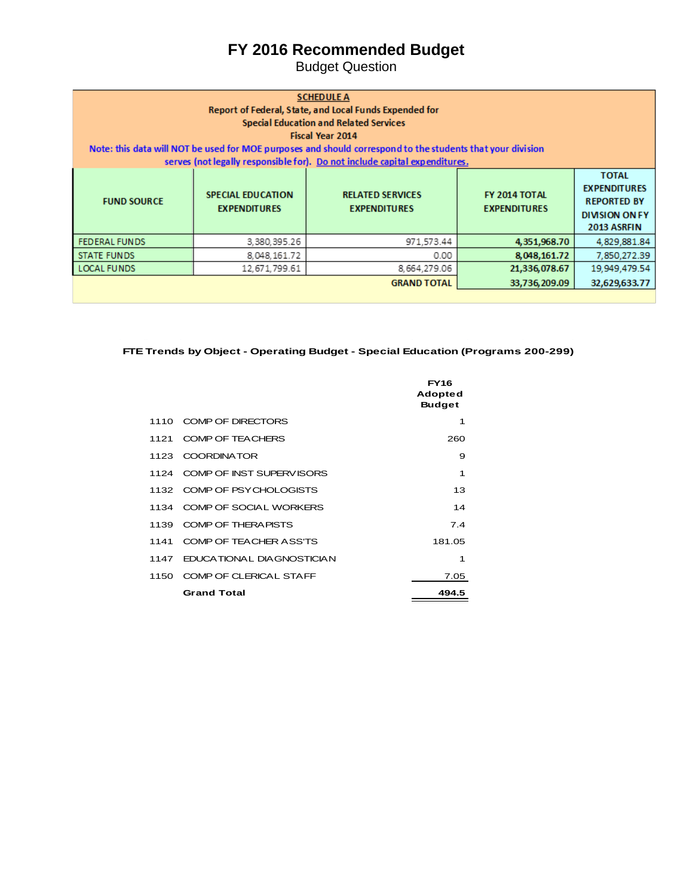# FY 2016 Recommended Budget

Budget Question

**SCHEDULE A**

**Report of Federal, State, and Local Funds Expended for Special Education and Related Services**

**Fiscal Year 2014**

**Note: this data will NOT be used for MOE purposes and should correspond to the students that your division serves (not legally responsible for). Do not include capital expenditures.**

| FUND SOURCE | SPECIAL EDUCATION EXPENDITURES | RELATED SERVICES EXPENDITURES | FY 2014 TOTAL EXPENDITURES | TOTAL EXPENDITURES REPORTED BY DIVISION ON FY 2013 ASRFIN |
|---|---|---|---|---|
| FEDERAL FUNDS | 3,380,395.26 | 971,573.44 | 4,351,968.70 | 4,829,881.84 |
| STATE FUNDS | 8,048,161.72 | 0.00 | 8,048,161.72 | 7,850,272.39 |
| LOCAL FUNDS | 12,671,799.61 | 8,664,279.06 | 21,336,078.67 | 19,949,479.54 |
| | | **GRAND TOTAL** | **33,736,209.09** | **32,629,633.77** |

**FTE Trends by Object - Operating Budget - Special Education (Programs 200-299)**

| | | FY16 Adopted Budget |
|---|---|---|
| 1110 | COMP OF DIRECTORS | 1 |
| 1121 | COMP OF TEACHERS | 260 |
| 1123 | COORDINATOR | 9 |
| 1124 | COMP OF INST SUPERVISORS | 1 |
| 1132 | COMP OF PSYCHOLOGISTS | 13 |
| 1134 | COMP OF SOCIAL WORKERS | 14 |
| 1139 | COMP OF THERAPISTS | 7.4 |
| 1141 | COMP OF TEACHER ASS'TS | 181.05 |
| 1147 | EDUCATIONAL DIAGNOSTICIAN | 1 |
| 1150 | COMP OF CLERICAL STAFF | 7.05 |
| | **Grand Total** | **494.5** |